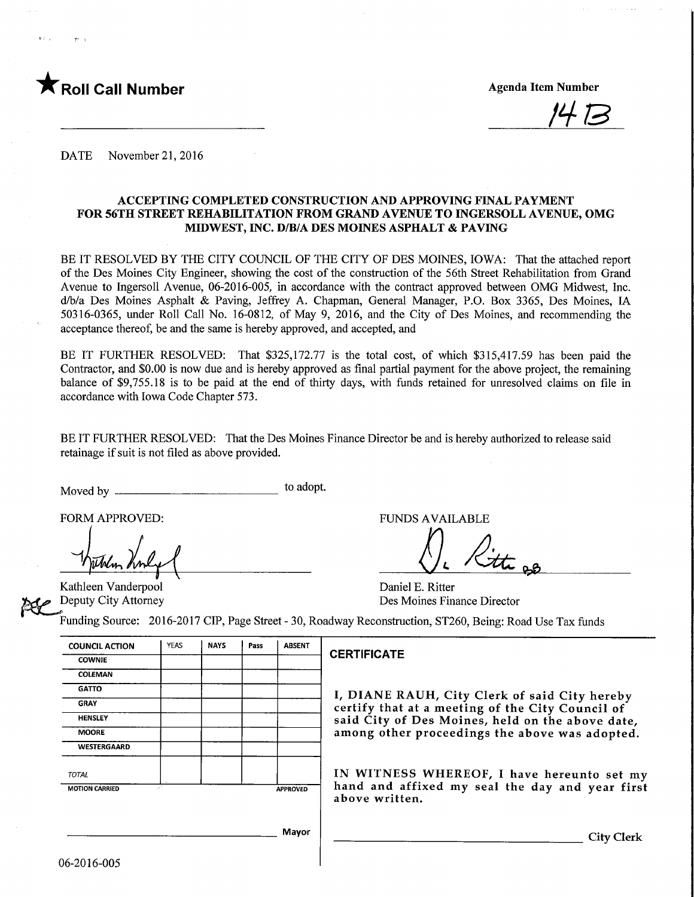★ **Roll Call Number**

**Agenda Item Number**

14 B

DATE November 21, 2016

**ACCEPTING COMPLETED CONSTRUCTION AND APPROVING FINAL PAYMENT FOR 56TH STREET REHABILITATION FROM GRAND AVENUE TO INGERSOLL AVENUE, OMG MIDWEST, INC. D/B/A DES MOINES ASPHALT & PAVING**

BE IT RESOLVED BY THE CITY COUNCIL OF THE CITY OF DES MOINES, IOWA: That the attached report of the Des Moines City Engineer, showing the cost of the construction of the 56th Street Rehabilitation from Grand Avenue to Ingersoll Avenue, 06-2016-005, in accordance with the contract approved between OMG Midwest, Inc. d/b/a Des Moines Asphalt & Paving, Jeffrey A. Chapman, General Manager, P.O. Box 3365, Des Moines, IA 50316-0365, under Roll Call No. 16-0812, of May 9, 2016, and the City of Des Moines, and recommending the acceptance thereof, be and the same is hereby approved, and accepted, and

BE IT FURTHER RESOLVED: That $325,172.77 is the total cost, of which $315,417.59 has been paid the Contractor, and $0.00 is now due and is hereby approved as final partial payment for the above project, the remaining balance of $9,755.18 is to be paid at the end of thirty days, with funds retained for unresolved claims on file in accordance with Iowa Code Chapter 573.

BE IT FURTHER RESOLVED: That the Des Moines Finance Director be and is hereby authorized to release said retainage if suit is not filed as above provided.

Moved by ______________________ to adopt.

FORM APPROVED:

Kathleen Vanderpool
Deputy City Attorney

FUNDS AVAILABLE

Daniel E. Ritter
Des Moines Finance Director

Funding Source: 2016-2017 CIP, Page Street - 30, Roadway Reconstruction, ST260, Being: Road Use Tax funds

| COUNCIL ACTION | YEAS | NAYS | Pass | ABSENT |
|---|---|---|---|---|
| COWNIE | | | | |
| COLEMAN | | | | |
| GATTO | | | | |
| GRAY | | | | |
| HENSLEY | | | | |
| MOORE | | | | |
| WESTERGAARD | | | | |
| TOTAL | | | | |
| MOTION CARRIED | | | | APPROVED |

______________________ Mayor

**CERTIFICATE**

I, DIANE RAUH, City Clerk of said City hereby certify that at a meeting of the City Council of said City of Des Moines, held on the above date, among other proceedings the above was adopted.

IN WITNESS WHEREOF, I have hereunto set my hand and affixed my seal the day and year first above written.

______________________ City Clerk

06-2016-005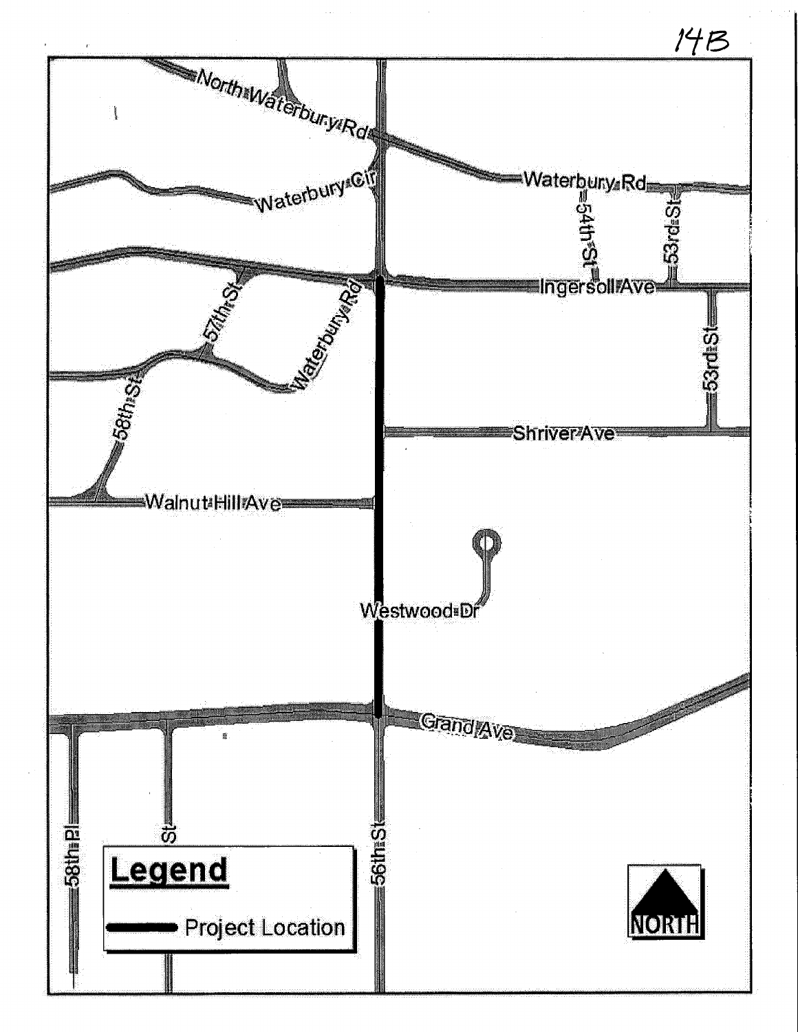14B

North Waterbury Rd

Waterbury Cir

Waterbury Rd

54th St

53rd St

Ingersoll Ave

57th St

Waterbury Rd

58th St

53rd St

Shriver Ave

Walnut Hill Ave

Westwood Dr

Grand Ave

58th Pl

St

56th St

**Legend**

Project Location

NORTH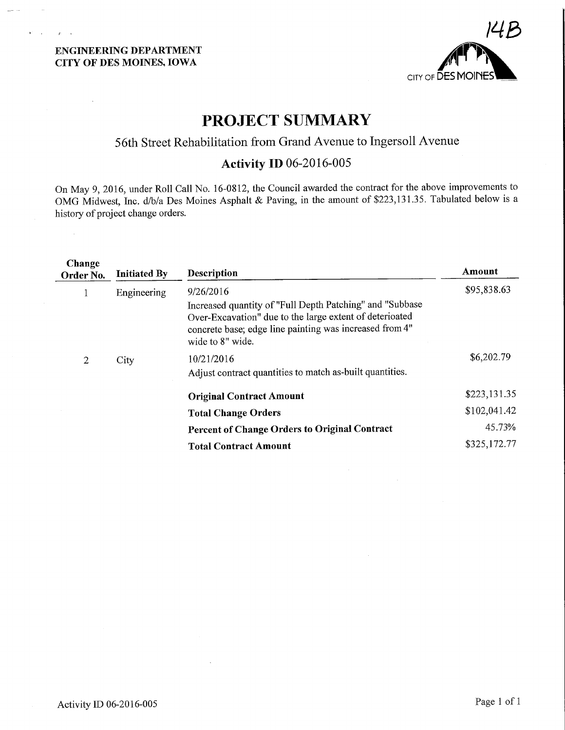14B

**ENGINEERING DEPARTMENT**
**CITY OF DES MOINES, IOWA**

CITY OF DES MOINES

# PROJECT SUMMARY

## 56th Street Rehabilitation from Grand Avenue to Ingersoll Avenue

## Activity ID 06-2016-005

On May 9, 2016, under Roll Call No. 16-0812, the Council awarded the contract for the above improvements to OMG Midwest, Inc. d/b/a Des Moines Asphalt & Paving, in the amount of $223,131.35. Tabulated below is a history of project change orders.

| Change Order No. | Initiated By | Description | Amount |
|---|---|---|---|
| 1 | Engineering | 9/26/2016<br>Increased quantity of "Full Depth Patching" and "Subbase Over-Excavation" due to the large extent of deteriorated concrete base; edge line painting was increased from 4" wide to 8" wide. | $95,838.63 |
| 2 | City | 10/21/2016<br>Adjust contract quantities to match as-built quantities. | $6,202.79 |
| | | **Original Contract Amount** | $223,131.35 |
| | | **Total Change Orders** | $102,041.42 |
| | | **Percent of Change Orders to Original Contract** | 45.73% |
| | | **Total Contract Amount** | $325,172.77 |

Activity ID 06-2016-005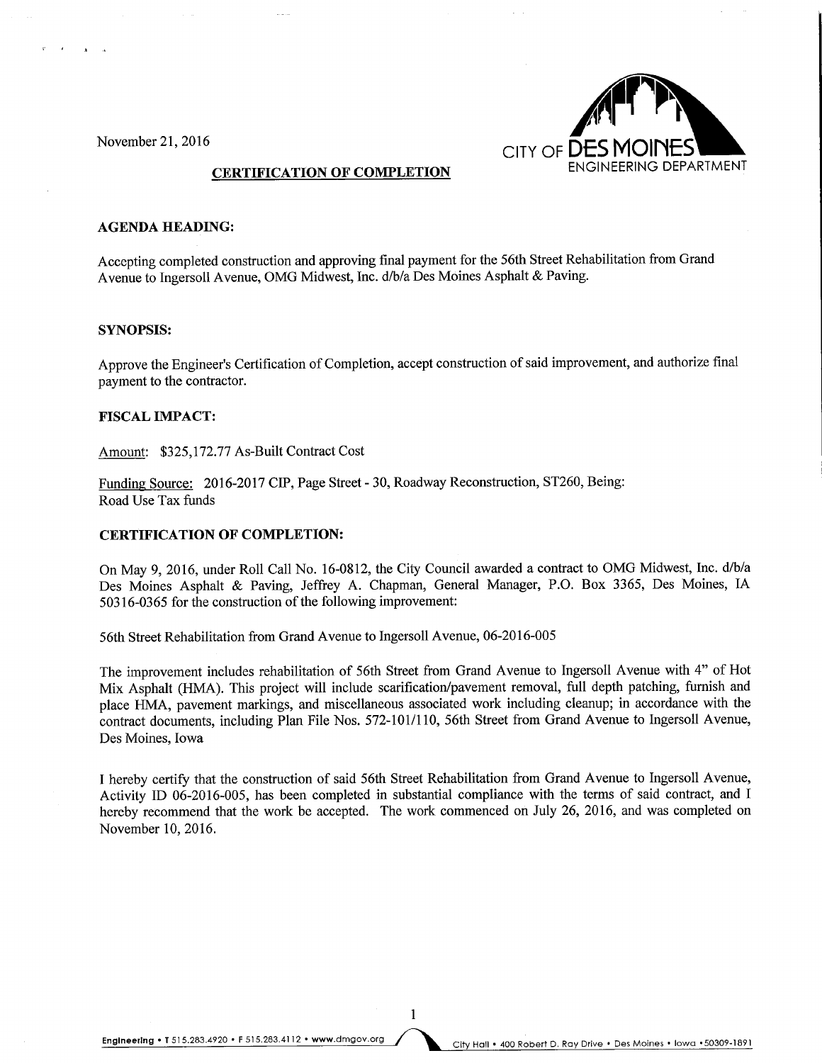November 21, 2016

CITY OF DES MOINES
ENGINEERING DEPARTMENT

## CERTIFICATION OF COMPLETION

### AGENDA HEADING:

Accepting completed construction and approving final payment for the 56th Street Rehabilitation from Grand Avenue to Ingersoll Avenue, OMG Midwest, Inc. d/b/a Des Moines Asphalt & Paving.

### SYNOPSIS:

Approve the Engineer's Certification of Completion, accept construction of said improvement, and authorize final payment to the contractor.

### FISCAL IMPACT:

Amount: $325,172.77 As-Built Contract Cost

Funding Source: 2016-2017 CIP, Page Street - 30, Roadway Reconstruction, ST260, Being: Road Use Tax funds

### CERTIFICATION OF COMPLETION:

On May 9, 2016, under Roll Call No. 16-0812, the City Council awarded a contract to OMG Midwest, Inc. d/b/a Des Moines Asphalt & Paving, Jeffrey A. Chapman, General Manager, P.O. Box 3365, Des Moines, IA 50316-0365 for the construction of the following improvement:

56th Street Rehabilitation from Grand Avenue to Ingersoll Avenue, 06-2016-005

The improvement includes rehabilitation of 56th Street from Grand Avenue to Ingersoll Avenue with 4" of Hot Mix Asphalt (HMA). This project will include scarification/pavement removal, full depth patching, furnish and place HMA, pavement markings, and miscellaneous associated work including cleanup; in accordance with the contract documents, including Plan File Nos. 572-101/110, 56th Street from Grand Avenue to Ingersoll Avenue, Des Moines, Iowa

I hereby certify that the construction of said 56th Street Rehabilitation from Grand Avenue to Ingersoll Avenue, Activity ID 06-2016-005, has been completed in substantial compliance with the terms of said contract, and I hereby recommend that the work be accepted. The work commenced on July 26, 2016, and was completed on November 10, 2016.

Engineering • T 515.283.4920 • F 515.283.4112 • www.dmgov.org    City Hall • 400 Robert D. Ray Drive • Des Moines • Iowa • 50309-1891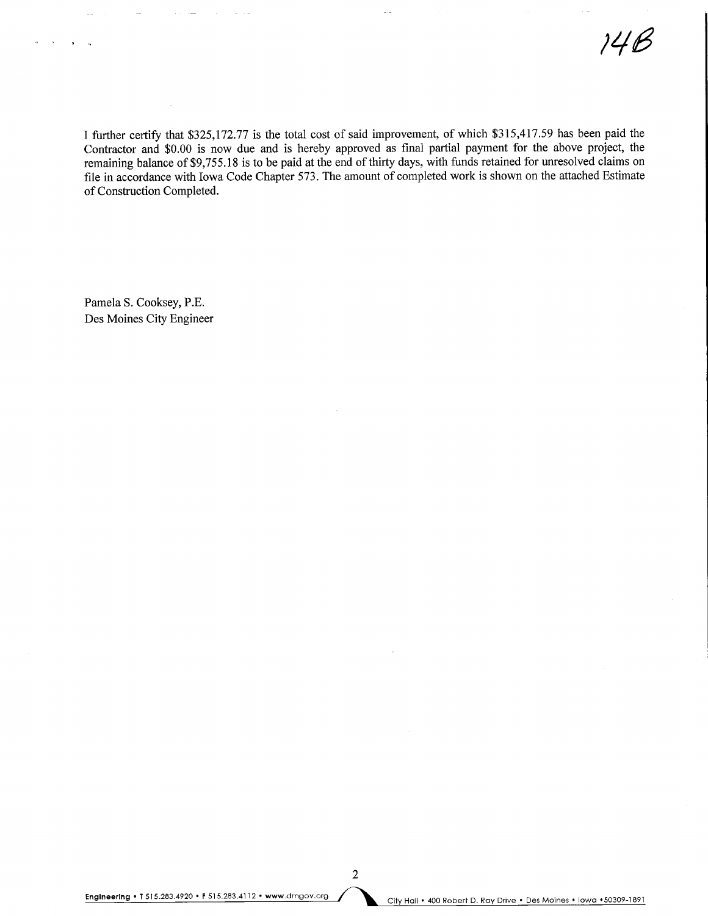14B

I further certify that $325,172.77 is the total cost of said improvement, of which $315,417.59 has been paid the Contractor and $0.00 is now due and is hereby approved as final partial payment for the above project, the remaining balance of $9,755.18 is to be paid at the end of thirty days, with funds retained for unresolved claims on file in accordance with Iowa Code Chapter 573. The amount of completed work is shown on the attached Estimate of Construction Completed.

Pamela S. Cooksey, P.E.
Des Moines City Engineer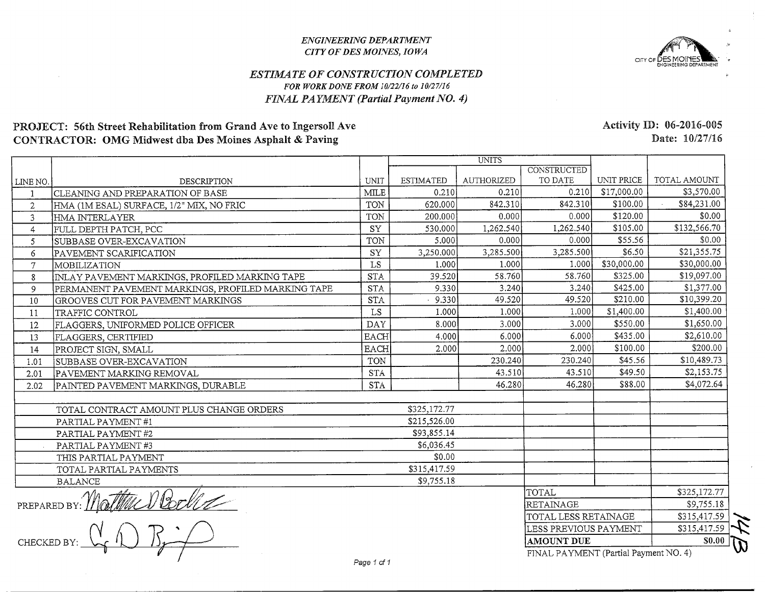*ENGINEERING DEPARTMENT*
*CITY OF DES MOINES, IOWA*

CITY OF DES MOINES ENGINEERING DEPARTMENT

## *ESTIMATE OF CONSTRUCTION COMPLETED*

*FOR WORK DONE FROM 10/22/16 to 10/27/16*

*FINAL PAYMENT (Partial Payment NO. 4)*

**PROJECT: 56th Street Rehabilitation from Grand Ave to Ingersoll Ave**
**CONTRACTOR: OMG Midwest dba Des Moines Asphalt & Paving**

**Activity ID: 06-2016-005**
**Date: 10/27/16**

| | | | UNITS | | | | |
|---|---|---|---|---|---|---|---|
| LINE NO. | DESCRIPTION | UNIT | ESTIMATED | AUTHORIZED | CONSTRUCTED TO DATE | UNIT PRICE | TOTAL AMOUNT |
| 1 | CLEANING AND PREPARATION OF BASE | MILE | 0.210 | 0.210 | 0.210 | $17,000.00 | $3,570.00 |
| 2 | HMA (1M ESAL) SURFACE, 1/2" MIX, NO FRIC | TON | 620.000 | 842.310 | 842.310 | $100.00 | $84,231.00 |
| 3 | HMA INTERLAYER | TON | 200.000 | 0.000 | 0.000 | $120.00 | $0.00 |
| 4 | FULL DEPTH PATCH, PCC | SY | 530.000 | 1,262.540 | 1,262.540 | $105.00 | $132,566.70 |
| 5 | SUBBASE OVER-EXCAVATION | TON | 5.000 | 0.000 | 0.000 | $55.56 | $0.00 |
| 6 | PAVEMENT SCARIFICATION | SY | 3,250.000 | 3,285.500 | 3,285.500 | $6.50 | $21,355.75 |
| 7 | MOBILIZATION | LS | 1.000 | 1.000 | 1.000 | $30,000.00 | $30,000.00 |
| 8 | INLAY PAVEMENT MARKINGS, PROFILED MARKING TAPE | STA | 39.520 | 58.760 | 58.760 | $325.00 | $19,097.00 |
| 9 | PERMANENT PAVEMENT MARKINGS, PROFILED MARKING TAPE | STA | 9.330 | 3.240 | 3.240 | $425.00 | $1,377.00 |
| 10 | GROOVES CUT FOR PAVEMENT MARKINGS | STA | 9.330 | 49.520 | 49.520 | $210.00 | $10,399.20 |
| 11 | TRAFFIC CONTROL | LS | 1.000 | 1.000 | 1.000 | $1,400.00 | $1,400.00 |
| 12 | FLAGGERS, UNIFORMED POLICE OFFICER | DAY | 8.000 | 3.000 | 3.000 | $550.00 | $1,650.00 |
| 13 | FLAGGERS, CERTIFIED | EACH | 4.000 | 6.000 | 6.000 | $435.00 | $2,610.00 |
| 14 | PROJECT SIGN, SMALL | EACH | 2.000 | 2.000 | 2.000 | $100.00 | $200.00 |
| 1.01 | SUBBASE OVER-EXCAVATION | TON | | 230.240 | 230.240 | $45.56 | $10,489.73 |
| 2.01 | PAVEMENT MARKING REMOVAL | STA | | 43.510 | 43.510 | $49.50 | $2,153.75 |
| 2.02 | PAINTED PAVEMENT MARKINGS, DURABLE | STA | | 46.280 | 46.280 | $88.00 | $4,072.64 |

| | |
|---|---|
| TOTAL CONTRACT AMOUNT PLUS CHANGE ORDERS | $325,172.77 |
| PARTIAL PAYMENT #1 | $215,526.00 |
| PARTIAL PAYMENT #2 | $93,855.14 |
| PARTIAL PAYMENT #3 | $6,036.45 |
| THIS PARTIAL PAYMENT | $0.00 |
| TOTAL PARTIAL PAYMENTS | $315,417.59 |
| BALANCE | $9,755.18 |

| | |
|---|---|
| TOTAL | $325,172.77 |
| RETAINAGE | $9,755.18 |
| TOTAL LESS RETAINAGE | $315,417.59 |
| LESS PREVIOUS PAYMENT | $315,417.59 |
| **AMOUNT DUE** | **$0.00** |

FINAL PAYMENT (Partial Payment NO. 4)

PREPARED BY: Matthew D Beck

CHECKED BY: G D B

14B